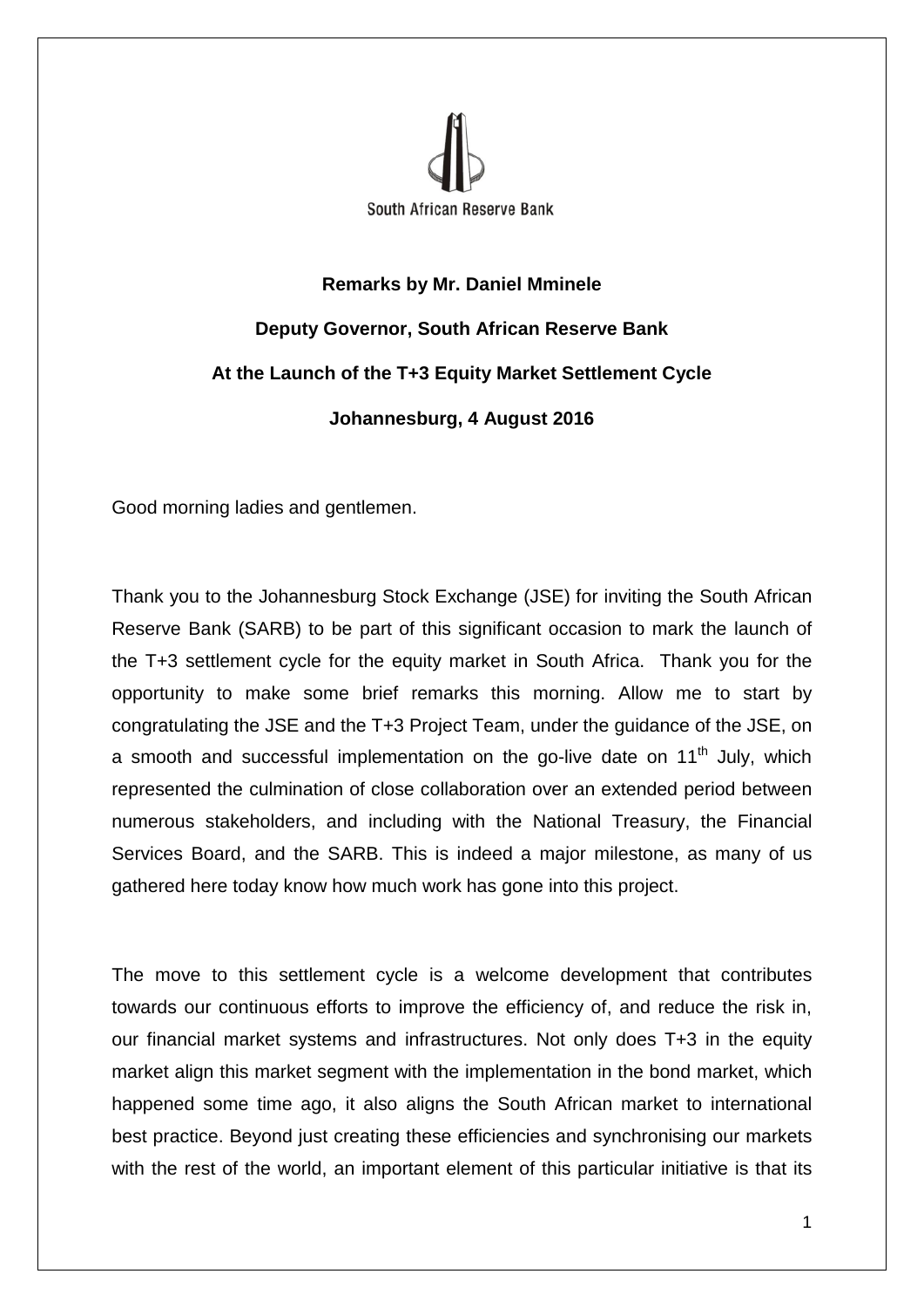South African Reserve Bank

**Remarks by Mr. Daniel Mminele**

**Deputy Governor, South African Reserve Bank**

**At the Launch of the T+3 Equity Market Settlement Cycle**

**Johannesburg, 4 August 2016**

Good morning ladies and gentlemen.

Thank you to the Johannesburg Stock Exchange (JSE) for inviting the South African Reserve Bank (SARB) to be part of this significant occasion to mark the launch of the T+3 settlement cycle for the equity market in South Africa. Thank you for the opportunity to make some brief remarks this morning. Allow me to start by congratulating the JSE and the T+3 Project Team, under the guidance of the JSE, on a smooth and successful implementation on the go-live date on 11th July, which represented the culmination of close collaboration over an extended period between numerous stakeholders, and including with the National Treasury, the Financial Services Board, and the SARB. This is indeed a major milestone, as many of us gathered here today know how much work has gone into this project.

The move to this settlement cycle is a welcome development that contributes towards our continuous efforts to improve the efficiency of, and reduce the risk in, our financial market systems and infrastructures. Not only does T+3 in the equity market align this market segment with the implementation in the bond market, which happened some time ago, it also aligns the South African market to international best practice. Beyond just creating these efficiencies and synchronising our markets with the rest of the world, an important element of this particular initiative is that its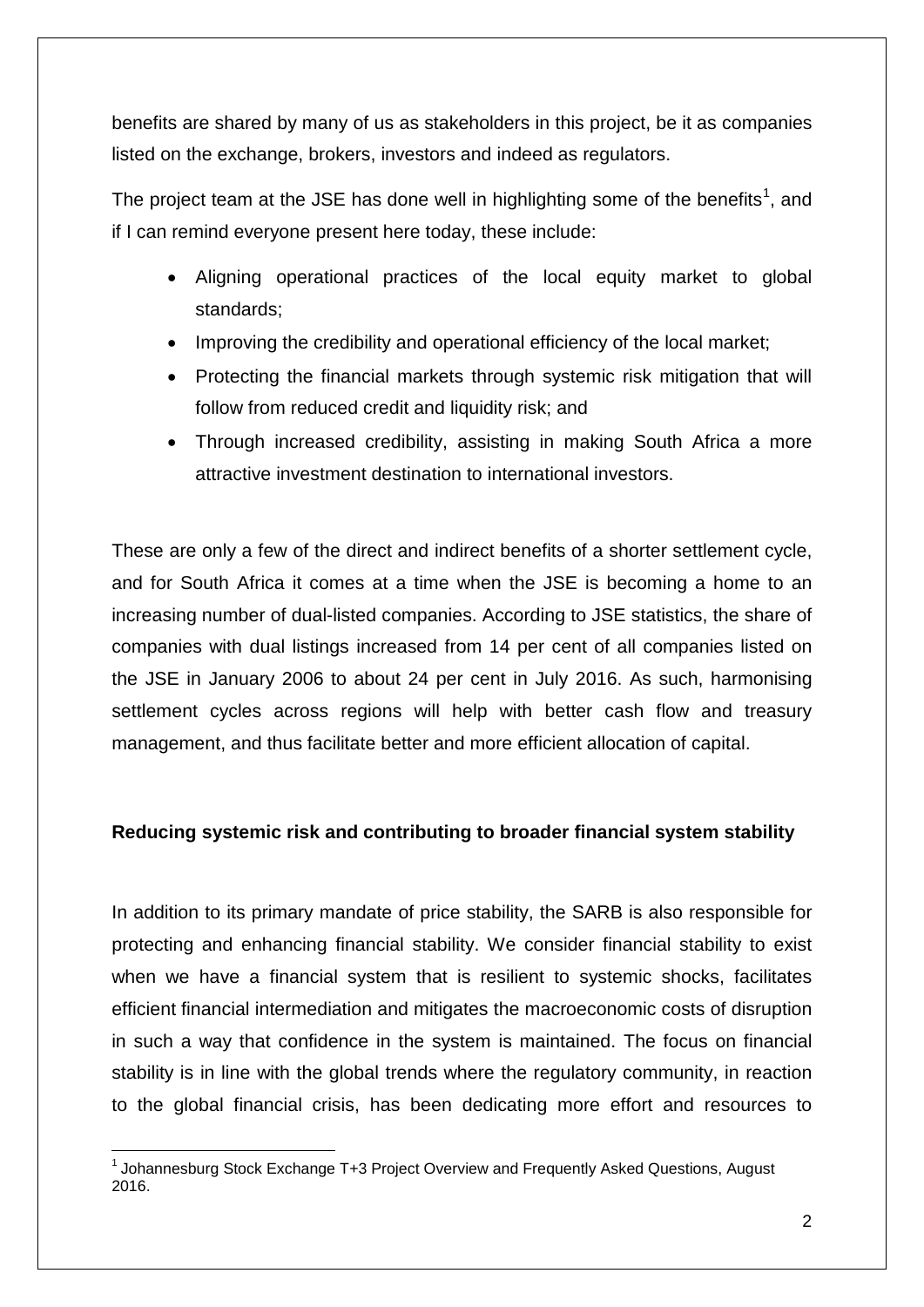benefits are shared by many of us as stakeholders in this project, be it as companies listed on the exchange, brokers, investors and indeed as regulators.

The project team at the JSE has done well in highlighting some of the benefits[1], and if I can remind everyone present here today, these include:

- Aligning operational practices of the local equity market to global standards;
- Improving the credibility and operational efficiency of the local market;
- Protecting the financial markets through systemic risk mitigation that will follow from reduced credit and liquidity risk; and
- Through increased credibility, assisting in making South Africa a more attractive investment destination to international investors.

These are only a few of the direct and indirect benefits of a shorter settlement cycle, and for South Africa it comes at a time when the JSE is becoming a home to an increasing number of dual-listed companies. According to JSE statistics, the share of companies with dual listings increased from 14 per cent of all companies listed on the JSE in January 2006 to about 24 per cent in July 2016. As such, harmonising settlement cycles across regions will help with better cash flow and treasury management, and thus facilitate better and more efficient allocation of capital.

**Reducing systemic risk and contributing to broader financial system stability**

In addition to its primary mandate of price stability, the SARB is also responsible for protecting and enhancing financial stability. We consider financial stability to exist when we have a financial system that is resilient to systemic shocks, facilitates efficient financial intermediation and mitigates the macroeconomic costs of disruption in such a way that confidence in the system is maintained. The focus on financial stability is in line with the global trends where the regulatory community, in reaction to the global financial crisis, has been dedicating more effort and resources to

[1] Johannesburg Stock Exchange T+3 Project Overview and Frequently Asked Questions, August 2016.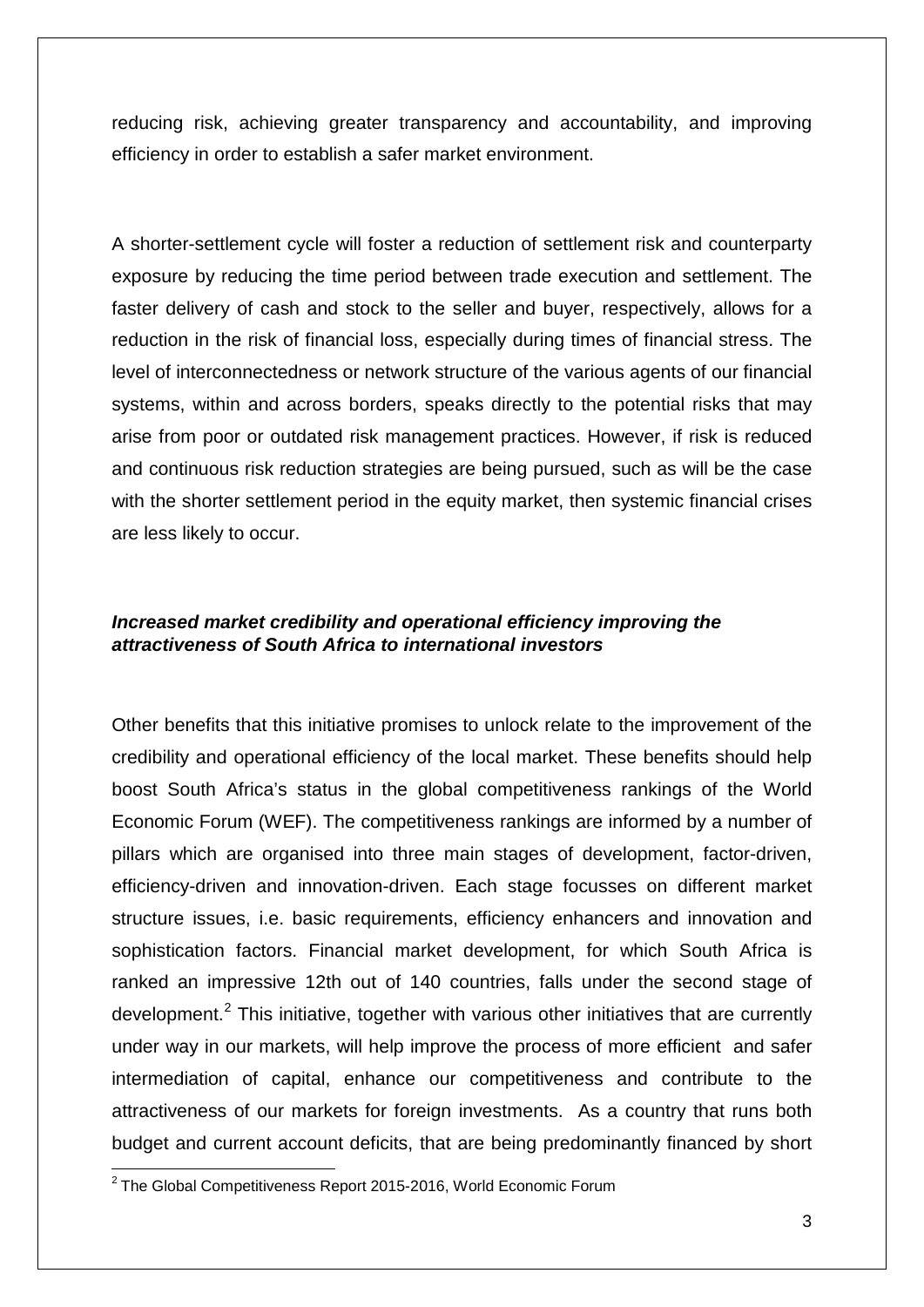reducing risk, achieving greater transparency and accountability, and improving efficiency in order to establish a safer market environment.

A shorter-settlement cycle will foster a reduction of settlement risk and counterparty exposure by reducing the time period between trade execution and settlement. The faster delivery of cash and stock to the seller and buyer, respectively, allows for a reduction in the risk of financial loss, especially during times of financial stress. The level of interconnectedness or network structure of the various agents of our financial systems, within and across borders, speaks directly to the potential risks that may arise from poor or outdated risk management practices. However, if risk is reduced and continuous risk reduction strategies are being pursued, such as will be the case with the shorter settlement period in the equity market, then systemic financial crises are less likely to occur.

***Increased market credibility and operational efficiency improving the attractiveness of South Africa to international investors***

Other benefits that this initiative promises to unlock relate to the improvement of the credibility and operational efficiency of the local market. These benefits should help boost South Africa's status in the global competitiveness rankings of the World Economic Forum (WEF). The competitiveness rankings are informed by a number of pillars which are organised into three main stages of development, factor-driven, efficiency-driven and innovation-driven. Each stage focusses on different market structure issues, i.e. basic requirements, efficiency enhancers and innovation and sophistication factors. Financial market development, for which South Africa is ranked an impressive 12th out of 140 countries, falls under the second stage of development.[2] This initiative, together with various other initiatives that are currently under way in our markets, will help improve the process of more efficient and safer intermediation of capital, enhance our competitiveness and contribute to the attractiveness of our markets for foreign investments. As a country that runs both budget and current account deficits, that are being predominantly financed by short

[2] The Global Competitiveness Report 2015-2016, World Economic Forum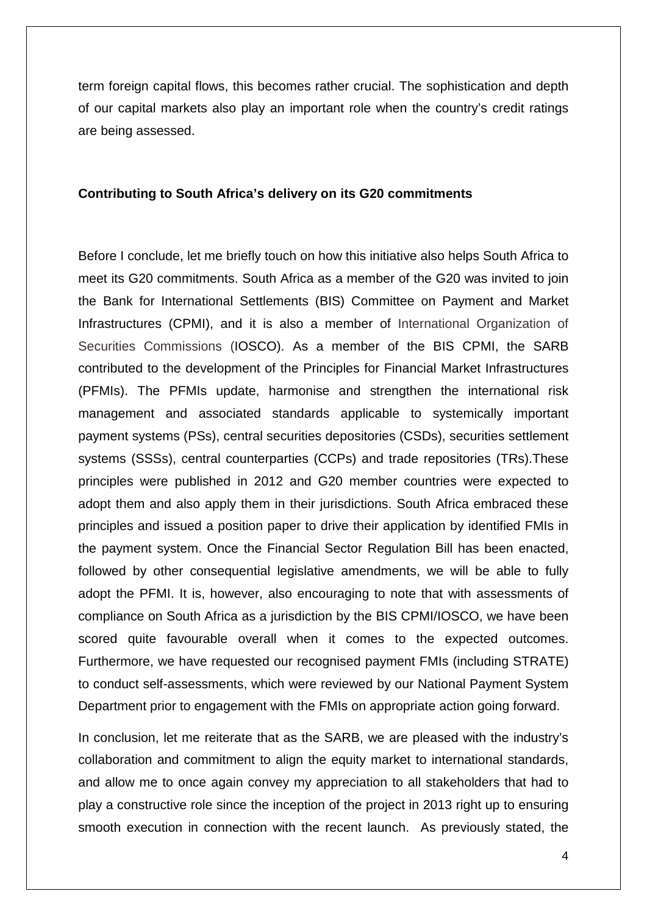term foreign capital flows, this becomes rather crucial. The sophistication and depth of our capital markets also play an important role when the country's credit ratings are being assessed.

**Contributing to South Africa's delivery on its G20 commitments**

Before I conclude, let me briefly touch on how this initiative also helps South Africa to meet its G20 commitments. South Africa as a member of the G20 was invited to join the Bank for International Settlements (BIS) Committee on Payment and Market Infrastructures (CPMI), and it is also a member of International Organization of Securities Commissions (IOSCO). As a member of the BIS CPMI, the SARB contributed to the development of the Principles for Financial Market Infrastructures (PFMIs). The PFMIs update, harmonise and strengthen the international risk management and associated standards applicable to systemically important payment systems (PSs), central securities depositories (CSDs), securities settlement systems (SSSs), central counterparties (CCPs) and trade repositories (TRs).These principles were published in 2012 and G20 member countries were expected to adopt them and also apply them in their jurisdictions. South Africa embraced these principles and issued a position paper to drive their application by identified FMIs in the payment system. Once the Financial Sector Regulation Bill has been enacted, followed by other consequential legislative amendments, we will be able to fully adopt the PFMI. It is, however, also encouraging to note that with assessments of compliance on South Africa as a jurisdiction by the BIS CPMI/IOSCO, we have been scored quite favourable overall when it comes to the expected outcomes. Furthermore, we have requested our recognised payment FMIs (including STRATE) to conduct self-assessments, which were reviewed by our National Payment System Department prior to engagement with the FMIs on appropriate action going forward.

In conclusion, let me reiterate that as the SARB, we are pleased with the industry's collaboration and commitment to align the equity market to international standards, and allow me to once again convey my appreciation to all stakeholders that had to play a constructive role since the inception of the project in 2013 right up to ensuring smooth execution in connection with the recent launch. As previously stated, the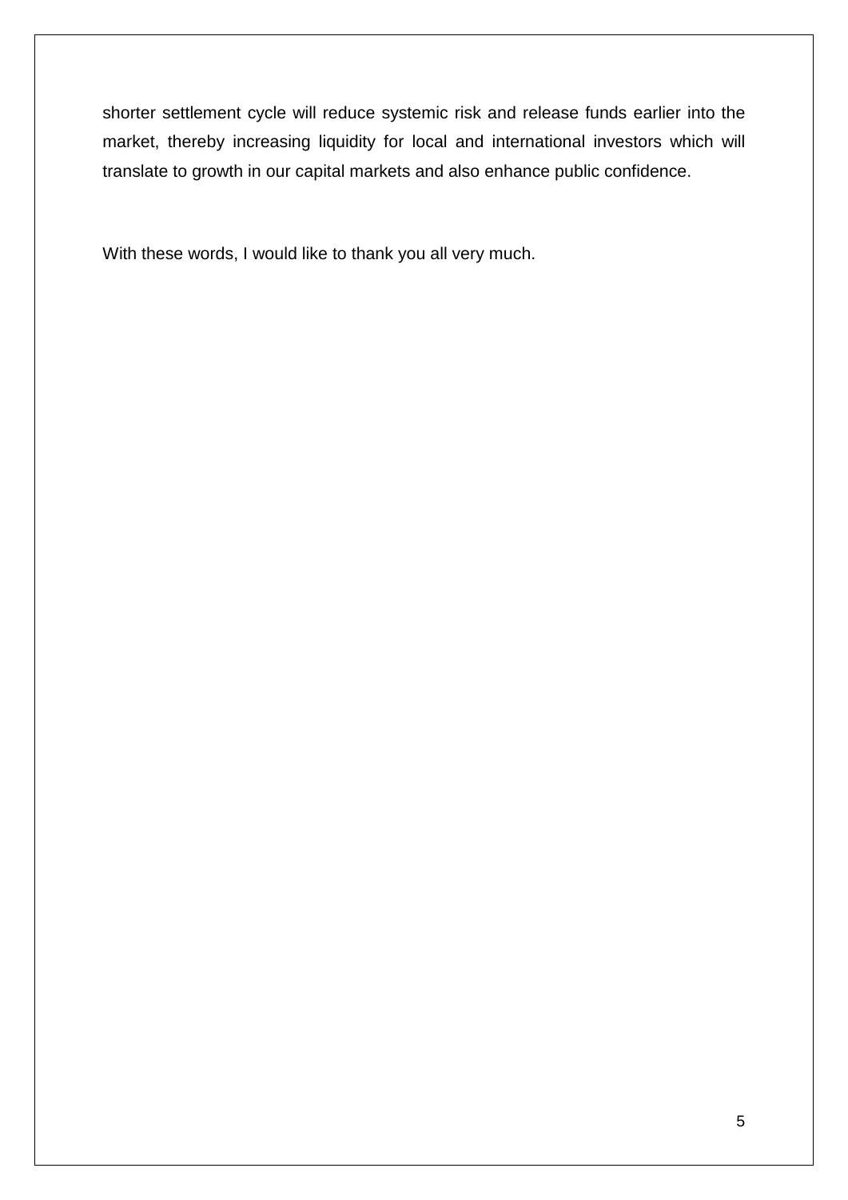shorter settlement cycle will reduce systemic risk and release funds earlier into the market, thereby increasing liquidity for local and international investors which will translate to growth in our capital markets and also enhance public confidence.

With these words, I would like to thank you all very much.